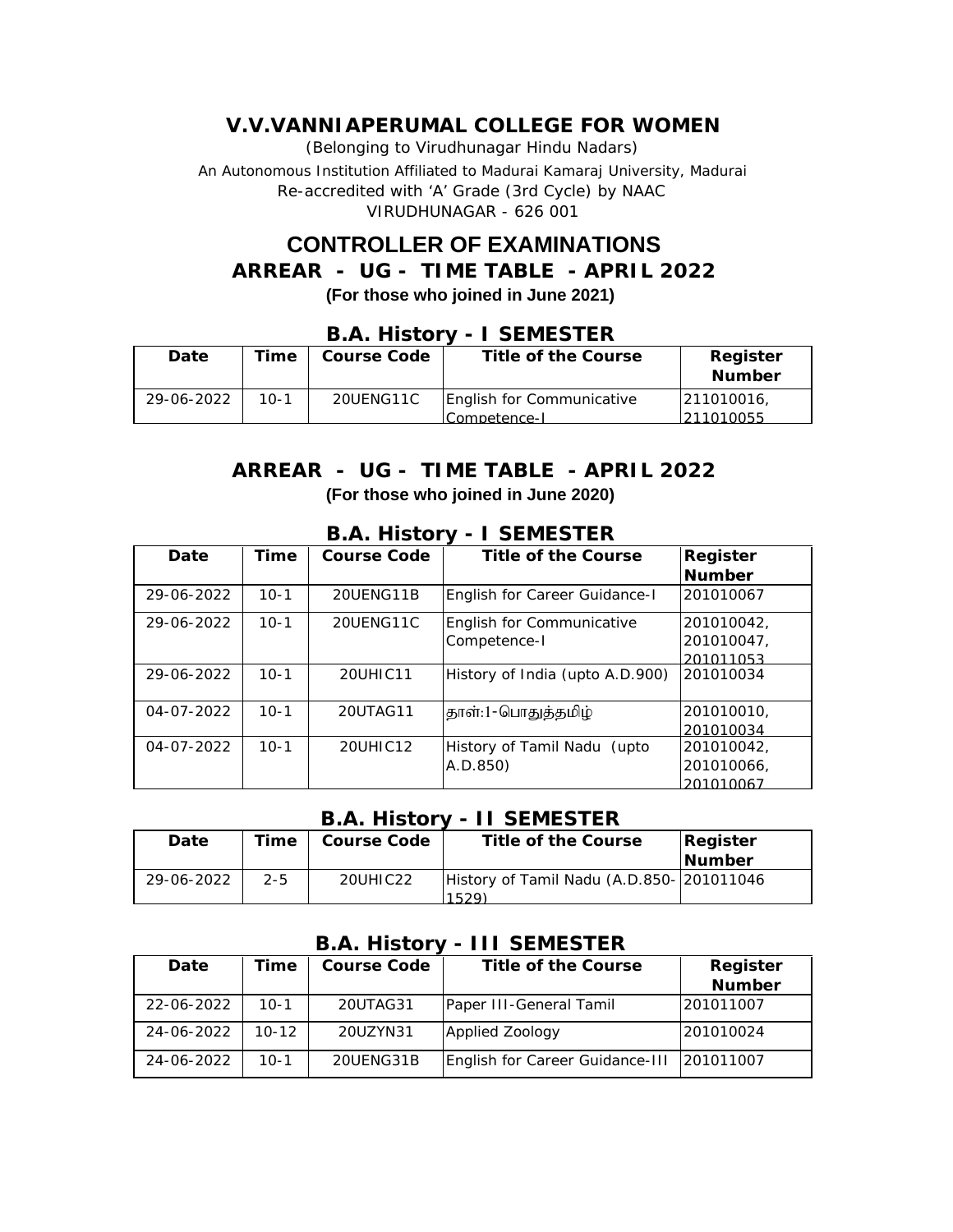# V.V.VANNIAPERUMAL COLLEGE FOR WOMEN

(Belonging to Virudhunagar Hindu Nadars)

An Autonomous Institution Affiliated to Madurai Kamaraj University, Madurai

Re-accredited with 'A' Grade (3rd Cycle) by NAAC

VIRUDHUNAGAR - 626 001

## CONTROLLER OF EXAMINATIONS

## ARREAR - UG - TIME TABLE - APRIL 2022

**(For those who joined in June 2021)**

### B.A. History - I SEMESTER

| Date | Time | Course Code | Title of the Course | Register Number |
|---|---|---|---|---|
| 29-06-2022 | 10-1 | 20UENG11C | English for Communicative Competence-I | 211010016, 211010055 |

## ARREAR - UG - TIME TABLE - APRIL 2022

**(For those who joined in June 2020)**

### B.A. History - I SEMESTER

| Date | Time | Course Code | Title of the Course | Register Number |
|---|---|---|---|---|
| 29-06-2022 | 10-1 | 20UENG11B | English for Career Guidance-I | 201010067 |
| 29-06-2022 | 10-1 | 20UENG11C | English for Communicative Competence-I | 201010042, 201010047, 201011053 |
| 29-06-2022 | 10-1 | 20UHIC11 | History of India (upto A.D.900) | 201010034 |
| 04-07-2022 | 10-1 | 20UTAG11 | தாள்:I-பொதுத்தமிழ் | 201010010, 201010034 |
| 04-07-2022 | 10-1 | 20UHIC12 | History of Tamil Nadu (upto A.D.850) | 201010042, 201010066, 201010067 |

### B.A. History - II SEMESTER

| Date | Time | Course Code | Title of the Course | Register Number |
|---|---|---|---|---|
| 29-06-2022 | 2-5 | 20UHIC22 | History of Tamil Nadu (A.D.850-1529) | 201011046 |

### B.A. History - III SEMESTER

| Date | Time | Course Code | Title of the Course | Register Number |
|---|---|---|---|---|
| 22-06-2022 | 10-1 | 20UTAG31 | Paper III-General Tamil | 201011007 |
| 24-06-2022 | 10-12 | 20UZYN31 | Applied Zoology | 201010024 |
| 24-06-2022 | 10-1 | 20UENG31B | English for Career Guidance-III | 201011007 |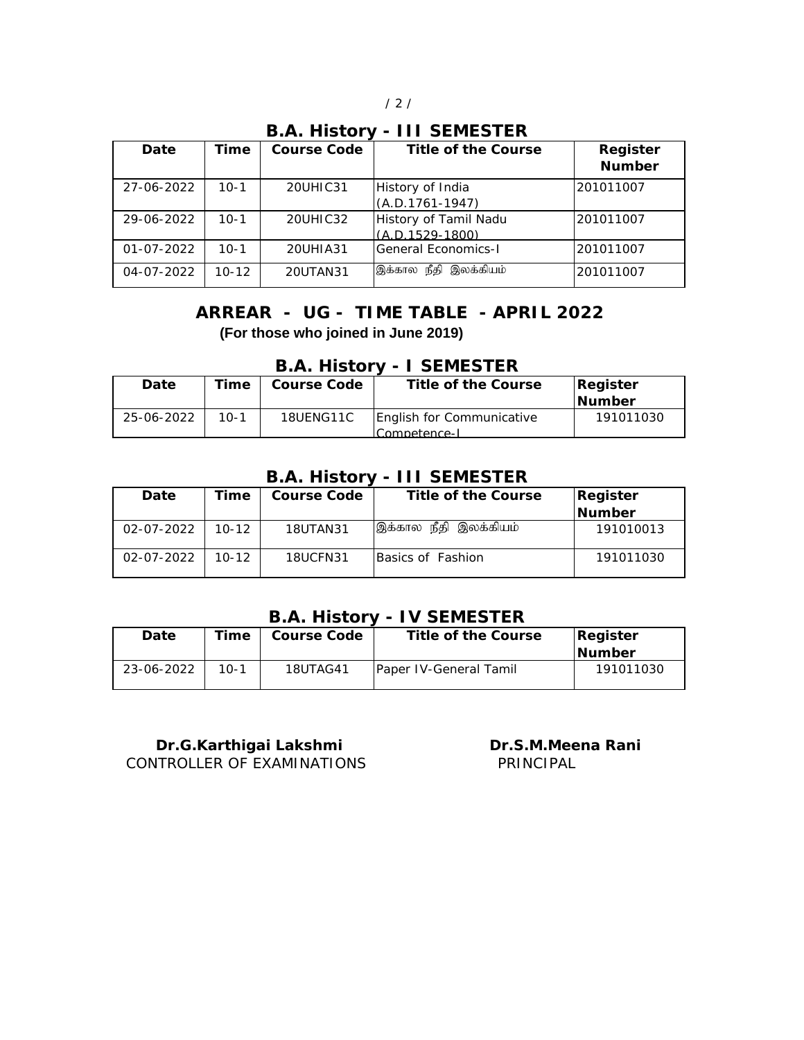## B.A. History - III SEMESTER

| Date | Time | Course Code | Title of the Course | Register Number |
|---|---|---|---|---|
| 27-06-2022 | 10-1 | 20UHIC31 | History of India (A.D.1761-1947) | 201011007 |
| 29-06-2022 | 10-1 | 20UHIC32 | History of Tamil Nadu (A.D.1529-1800) | 201011007 |
| 01-07-2022 | 10-1 | 20UHIA31 | General Economics-I | 201011007 |
| 04-07-2022 | 10-12 | 20UTAN31 | இக்கால நீதி இலக்கியம் | 201011007 |

# ARREAR - UG - TIME TABLE - APRIL 2022

**(For those who joined in June 2019)**

## B.A. History - I SEMESTER

| Date | Time | Course Code | Title of the Course | Register Number |
|---|---|---|---|---|
| 25-06-2022 | 10-1 | 18UENG11C | English for Communicative Competence-I | 191011030 |

## B.A. History - III SEMESTER

| Date | Time | Course Code | Title of the Course | Register Number |
|---|---|---|---|---|
| 02-07-2022 | 10-12 | 18UTAN31 | இக்கால நீதி இலக்கியம் | 191010013 |
| 02-07-2022 | 10-12 | 18UCFN31 | Basics of Fashion | 191011030 |

## B.A. History - IV SEMESTER

| Date | Time | Course Code | Title of the Course | Register Number |
|---|---|---|---|---|
| 23-06-2022 | 10-1 | 18UTAG41 | Paper IV-General Tamil | 191011030 |

**Dr.G.Karthigai Lakshmi**
CONTROLLER OF EXAMINATIONS

**Dr.S.M.Meena Rani**
PRINCIPAL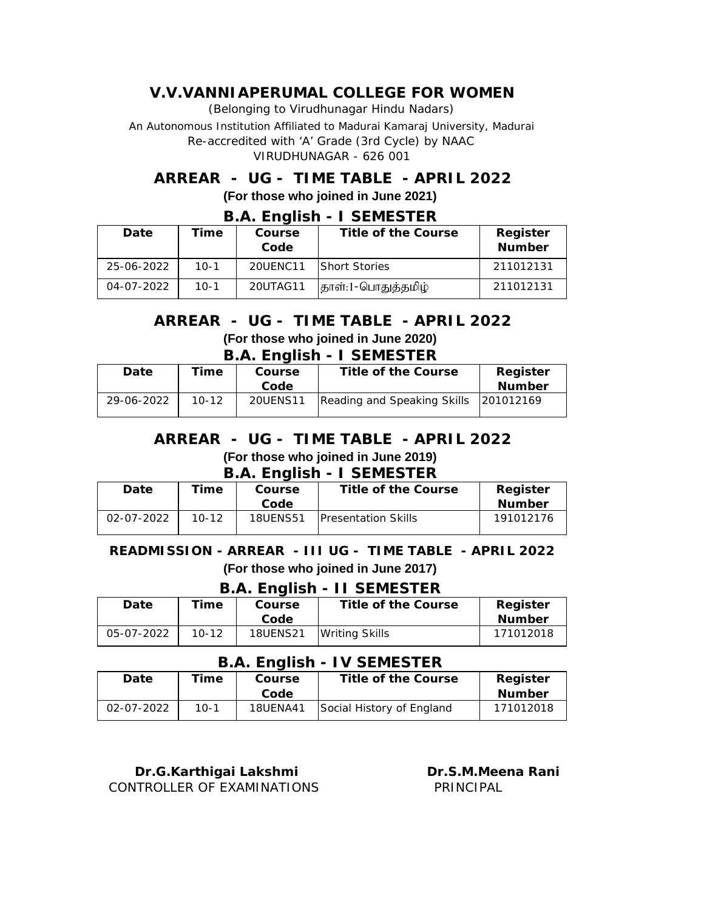# V.V.VANNIAPERUMAL COLLEGE FOR WOMEN

*(Belonging to Virudhunagar Hindu Nadars)*

*An Autonomous Institution Affiliated to Madurai Kamaraj University, Madurai*

*Re-accredited with 'A' Grade (3rd Cycle) by NAAC*

*VIRUDHUNAGAR - 626 001*

## ARREAR - UG - TIME TABLE - APRIL 2022

**(For those who joined in June 2021)**

### B.A. English - I SEMESTER

| Date | Time | Course Code | Title of the Course | Register Number |
|---|---|---|---|---|
| 25-06-2022 | 10-1 | 20UENC11 | Short Stories | 211012131 |
| 04-07-2022 | 10-1 | 20UTAG11 | தாள்:1-பொதுத்தமிழ் | 211012131 |

## ARREAR - UG - TIME TABLE - APRIL 2022

**(For those who joined in June 2020)**

### B.A. English - I SEMESTER

| Date | Time | Course Code | Title of the Course | Register Number |
|---|---|---|---|---|
| 29-06-2022 | 10-12 | 20UENS11 | Reading and Speaking Skills | 201012169 |

## ARREAR - UG - TIME TABLE - APRIL 2022

**(For those who joined in June 2019)**

### B.A. English - I SEMESTER

| Date | Time | Course Code | Title of the Course | Register Number |
|---|---|---|---|---|
| 02-07-2022 | 10-12 | 18UENS51 | Presentation Skills | 191012176 |

## READMISSION - ARREAR - III UG - TIME TABLE - APRIL 2022

**(For those who joined in June 2017)**

### B.A. English - II SEMESTER

| Date | Time | Course Code | Title of the Course | Register Number |
|---|---|---|---|---|
| 05-07-2022 | 10-12 | 18UENS21 | Writing Skills | 171012018 |

### B.A. English - IV SEMESTER

| Date | Time | Course Code | Title of the Course | Register Number |
|---|---|---|---|---|
| 02-07-2022 | 10-1 | 18UENA41 | Social History of England | 171012018 |

**Dr.G.Karthigai Lakshmi**
CONTROLLER OF EXAMINATIONS

**Dr.S.M.Meena Rani**
PRINCIPAL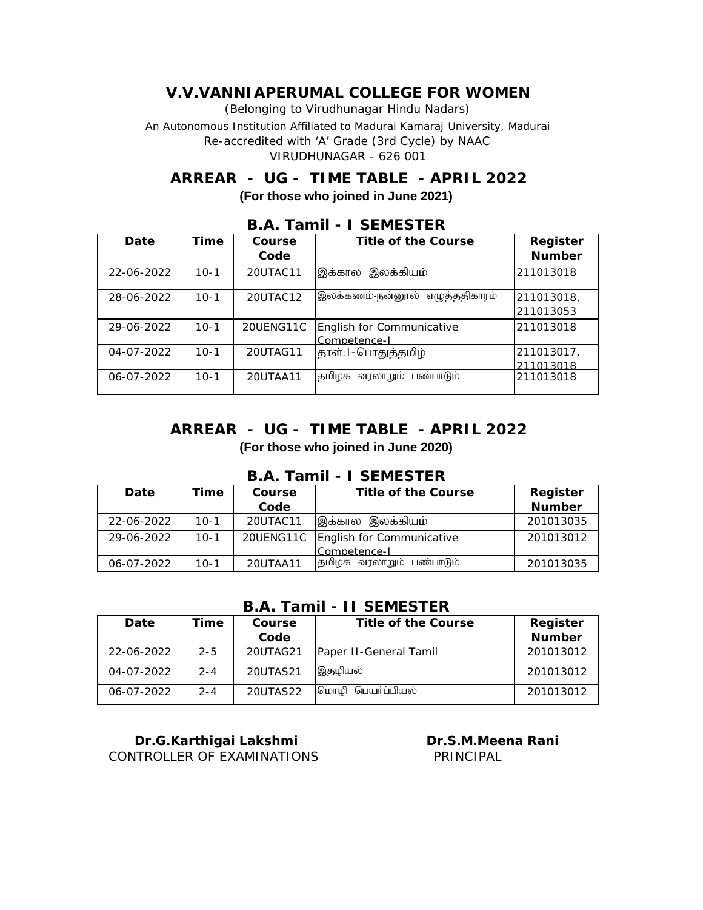# V.V.VANNIAPERUMAL COLLEGE FOR WOMEN

(Belonging to Virudhunagar Hindu Nadars)

An Autonomous Institution Affiliated to Madurai Kamaraj University, Madurai

Re-accredited with 'A' Grade (3rd Cycle) by NAAC

VIRUDHUNAGAR - 626 001

## ARREAR - UG - TIME TABLE - APRIL 2022

**(For those who joined in June 2021)**

### B.A. Tamil - I SEMESTER

| Date | Time | Course Code | Title of the Course | Register Number |
|---|---|---|---|---|
| 22-06-2022 | 10-1 | 20UTAC11 | இக்கால இலக்கியம் | 211013018 |
| 28-06-2022 | 10-1 | 20UTAC12 | இலக்கணம்-நன்னூல் எழுத்ததிகாரம் | 211013018, 211013053 |
| 29-06-2022 | 10-1 | 20UENG11C | English for Communicative Competence-I | 211013018 |
| 04-07-2022 | 10-1 | 20UTAG11 | தாள்:1-பொதுத்தமிழ் | 211013017, 211013018 |
| 06-07-2022 | 10-1 | 20UTAA11 | தமிழக வரலாறும் பண்பாடும் | 211013018 |

## ARREAR - UG - TIME TABLE - APRIL 2022

**(For those who joined in June 2020)**

### B.A. Tamil - I SEMESTER

| Date | Time | Course Code | Title of the Course | Register Number |
|---|---|---|---|---|
| 22-06-2022 | 10-1 | 20UTAC11 | இக்கால இலக்கியம் | 201013035 |
| 29-06-2022 | 10-1 | 20UENG11C | English for Communicative Competence-I | 201013012 |
| 06-07-2022 | 10-1 | 20UTAA11 | தமிழக வரலாறும் பண்பாடும் | 201013035 |

### B.A. Tamil - II SEMESTER

| Date | Time | Course Code | Title of the Course | Register Number |
|---|---|---|---|---|
| 22-06-2022 | 2-5 | 20UTAG21 | Paper II-General Tamil | 201013012 |
| 04-07-2022 | 2-4 | 20UTAS21 | இதழியல் | 201013012 |
| 06-07-2022 | 2-4 | 20UTAS22 | மொழி பெயர்ப்பியல் | 201013012 |

**Dr.G.Karthigai Lakshmi**
CONTROLLER OF EXAMINATIONS

**Dr.S.M.Meena Rani**
PRINCIPAL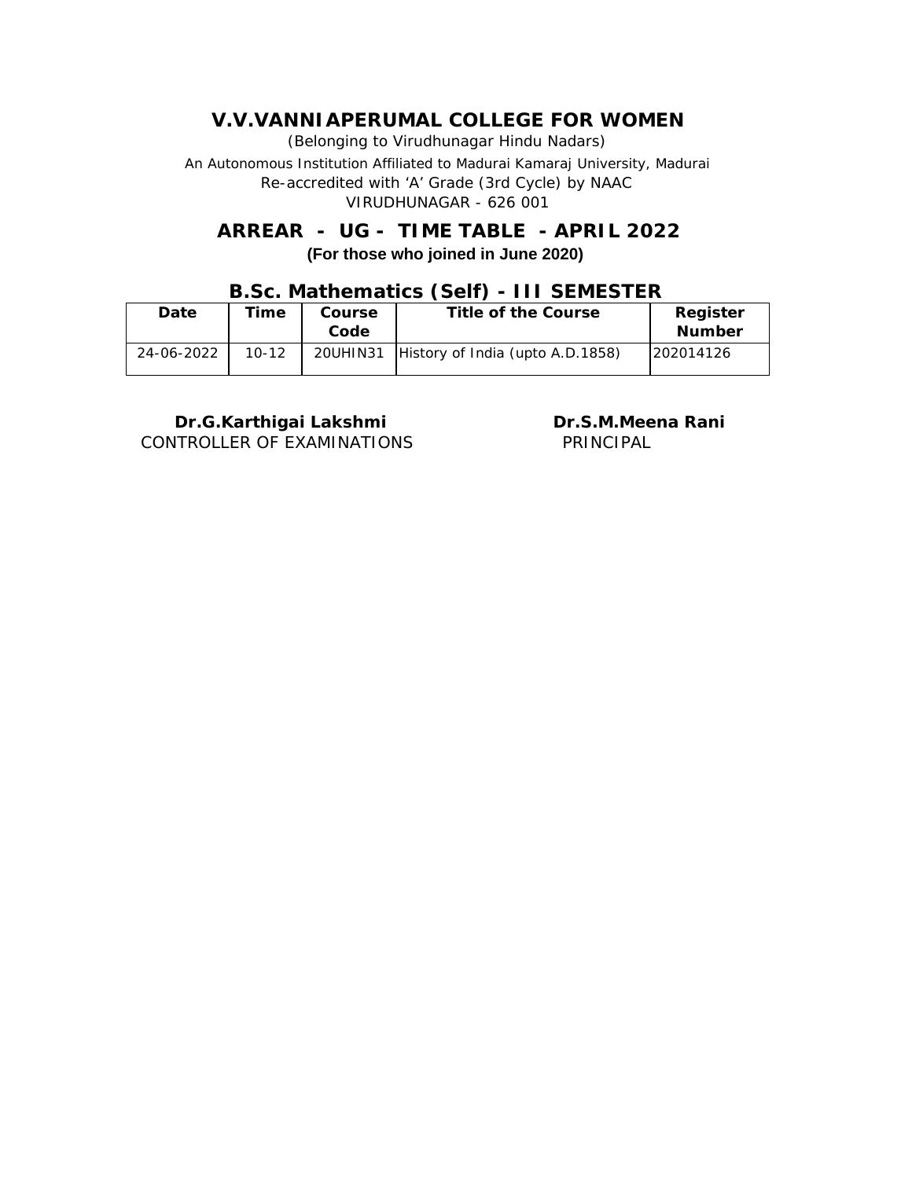# V.V.VANNIAPERUMAL COLLEGE FOR WOMEN

(Belonging to Virudhunagar Hindu Nadars)

An Autonomous Institution Affiliated to Madurai Kamaraj University, Madurai

Re-accredited with 'A' Grade (3rd Cycle) by NAAC

VIRUDHUNAGAR - 626 001

## ARREAR - UG - TIME TABLE - APRIL 2022

**(For those who joined in June 2020)**

### B.Sc. Mathematics (Self) - III SEMESTER

| Date | Time | Course Code | Title of the Course | Register Number |
|---|---|---|---|---|
| 24-06-2022 | 10-12 | 20UHIN31 | History of India (upto A.D.1858) | 202014126 |

**Dr.G.Karthigai Lakshmi**
CONTROLLER OF EXAMINATIONS

**Dr.S.M.Meena Rani**
PRINCIPAL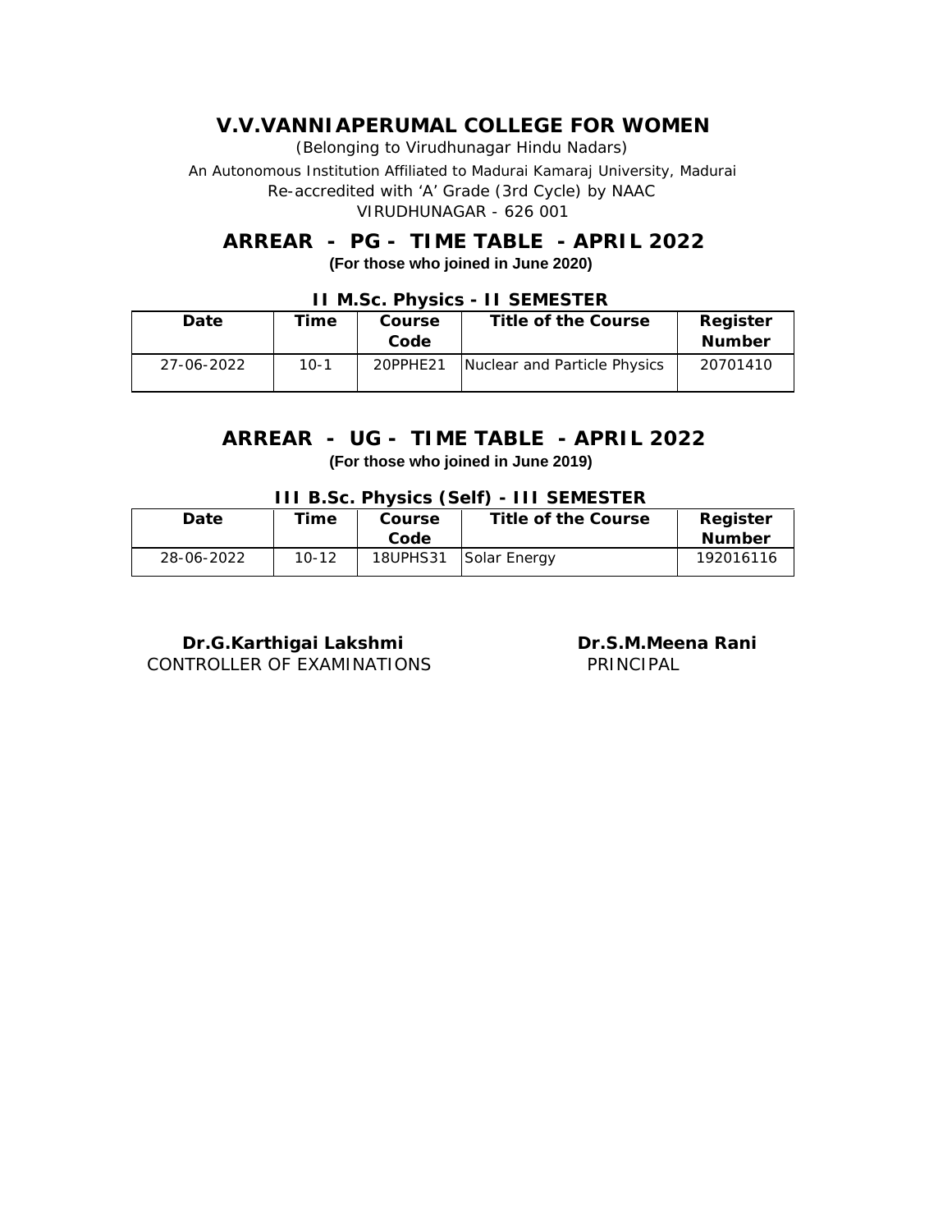# V.V.VANNIAPERUMAL COLLEGE FOR WOMEN

(Belonging to Virudhunagar Hindu Nadars)

An Autonomous Institution Affiliated to Madurai Kamaraj University, Madurai

Re-accredited with 'A' Grade (3rd Cycle) by NAAC

VIRUDHUNAGAR - 626 001

## ARREAR - PG - TIME TABLE - APRIL 2022

**(For those who joined in June 2020)**

### II M.Sc. Physics - II SEMESTER

| Date | Time | Course Code | Title of the Course | Register Number |
|---|---|---|---|---|
| 27-06-2022 | 10-1 | 20PPHE21 | Nuclear and Particle Physics | 20701410 |

## ARREAR - UG - TIME TABLE - APRIL 2022

**(For those who joined in June 2019)**

### III B.Sc. Physics (Self) - III SEMESTER

| Date | Time | Course Code | Title of the Course | Register Number |
|---|---|---|---|---|
| 28-06-2022 | 10-12 | 18UPHS31 | Solar Energy | 192016116 |

**Dr.G.Karthigai Lakshmi**
CONTROLLER OF EXAMINATIONS

**Dr.S.M.Meena Rani**
PRINCIPAL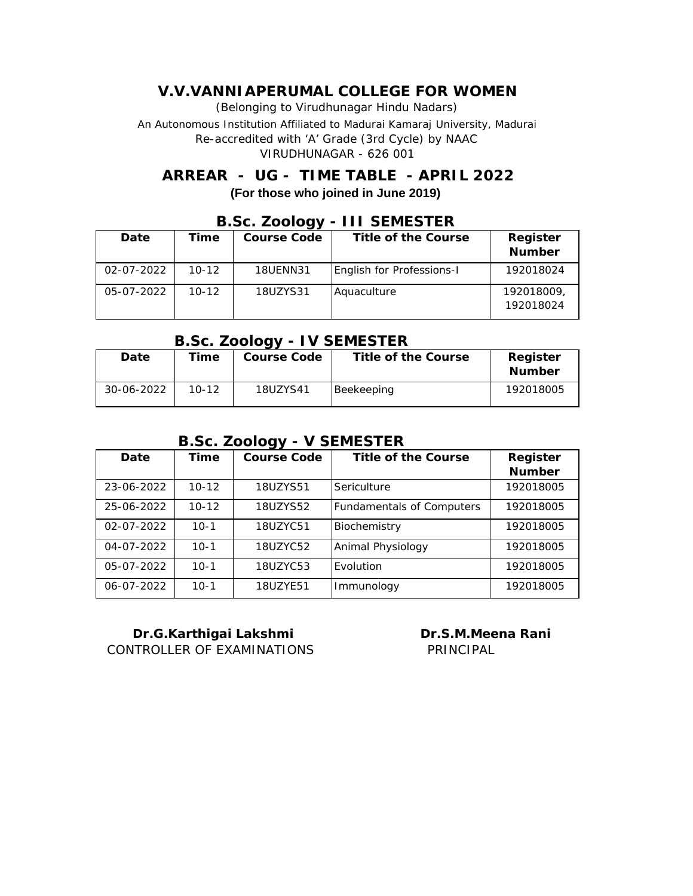# V.V.VANNIAPERUMAL COLLEGE FOR WOMEN

(Belonging to Virudhunagar Hindu Nadars)

An Autonomous Institution Affiliated to Madurai Kamaraj University, Madurai

Re-accredited with 'A' Grade (3rd Cycle) by NAAC

VIRUDHUNAGAR - 626 001

## ARREAR - UG - TIME TABLE - APRIL 2022

**(For those who joined in June 2019)**

### B.Sc. Zoology - III SEMESTER

| Date | Time | Course Code | Title of the Course | Register Number |
|---|---|---|---|---|
| 02-07-2022 | 10-12 | 18UENN31 | English for Professions-I | 192018024 |
| 05-07-2022 | 10-12 | 18UZYS31 | Aquaculture | 192018009, 192018024 |

### B.Sc. Zoology - IV SEMESTER

| Date | Time | Course Code | Title of the Course | Register Number |
|---|---|---|---|---|
| 30-06-2022 | 10-12 | 18UZYS41 | Beekeeping | 192018005 |

### B.Sc. Zoology - V SEMESTER

| Date | Time | Course Code | Title of the Course | Register Number |
|---|---|---|---|---|
| 23-06-2022 | 10-12 | 18UZYS51 | Sericulture | 192018005 |
| 25-06-2022 | 10-12 | 18UZYS52 | Fundamentals of Computers | 192018005 |
| 02-07-2022 | 10-1 | 18UZYC51 | Biochemistry | 192018005 |
| 04-07-2022 | 10-1 | 18UZYC52 | Animal Physiology | 192018005 |
| 05-07-2022 | 10-1 | 18UZYC53 | Evolution | 192018005 |
| 06-07-2022 | 10-1 | 18UZYE51 | Immunology | 192018005 |

**Dr.G.Karthigai Lakshmi**
CONTROLLER OF EXAMINATIONS

**Dr.S.M.Meena Rani**
PRINCIPAL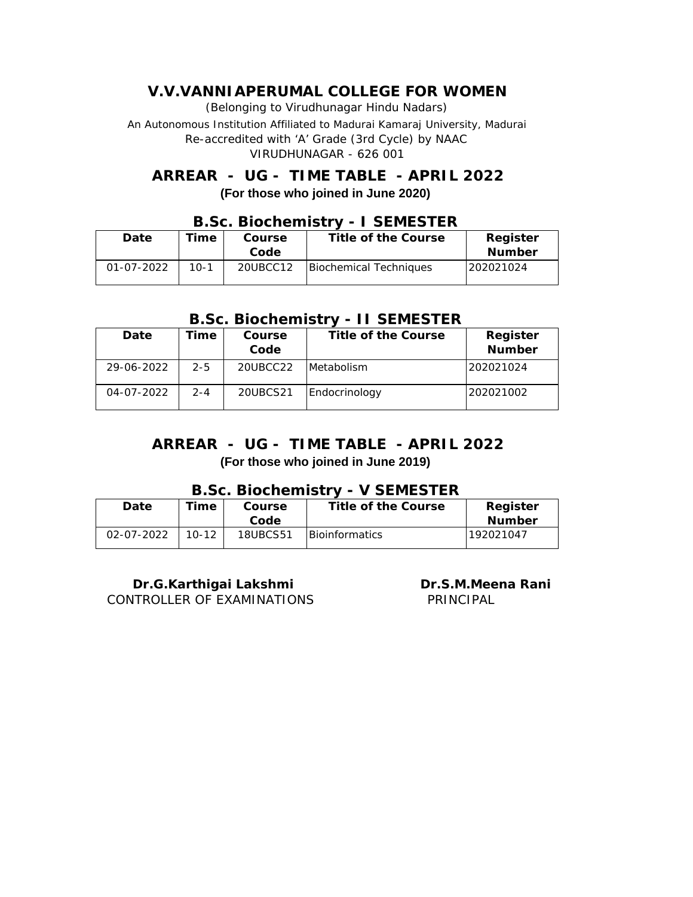# V.V.VANNIAPERUMAL COLLEGE FOR WOMEN

(Belonging to Virudhunagar Hindu Nadars)

An Autonomous Institution Affiliated to Madurai Kamaraj University, Madurai

Re-accredited with 'A' Grade (3rd Cycle) by NAAC

VIRUDHUNAGAR - 626 001

## ARREAR - UG - TIME TABLE - APRIL 2022

**(For those who joined in June 2020)**

### B.Sc. Biochemistry - I SEMESTER

| Date | Time | Course Code | Title of the Course | Register Number |
|---|---|---|---|---|
| 01-07-2022 | 10-1 | 20UBCC12 | Biochemical Techniques | 202021024 |

### B.Sc. Biochemistry - II SEMESTER

| Date | Time | Course Code | Title of the Course | Register Number |
|---|---|---|---|---|
| 29-06-2022 | 2-5 | 20UBCC22 | Metabolism | 202021024 |
| 04-07-2022 | 2-4 | 20UBCS21 | Endocrinology | 202021002 |

## ARREAR - UG - TIME TABLE - APRIL 2022

**(For those who joined in June 2019)**

### B.Sc. Biochemistry - V SEMESTER

| Date | Time | Course Code | Title of the Course | Register Number |
|---|---|---|---|---|
| 02-07-2022 | 10-12 | 18UBCS51 | Bioinformatics | 192021047 |

**Dr.G.Karthigai Lakshmi**
CONTROLLER OF EXAMINATIONS

**Dr.S.M.Meena Rani**
PRINCIPAL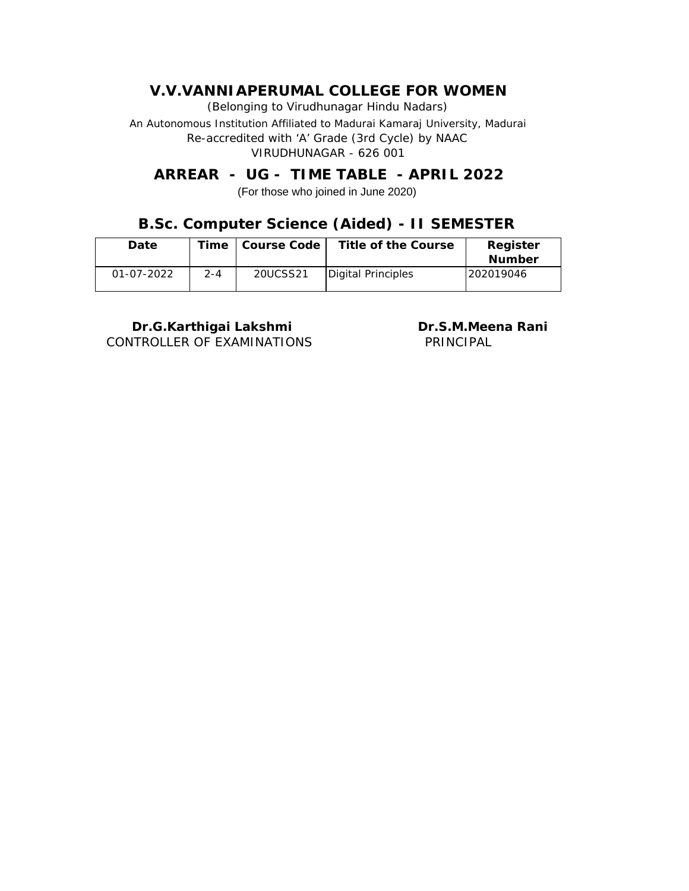# V.V.VANNIAPERUMAL COLLEGE FOR WOMEN

(Belonging to Virudhunagar Hindu Nadars)

An Autonomous Institution Affiliated to Madurai Kamaraj University, Madurai

Re-accredited with 'A' Grade (3rd Cycle) by NAAC

VIRUDHUNAGAR - 626 001

## ARREAR - UG - TIME TABLE - APRIL 2022

(For those who joined in June 2020)

### B.Sc. Computer Science (Aided) - II SEMESTER

| Date | Time | Course Code | Title of the Course | Register Number |
|---|---|---|---|---|
| 01-07-2022 | 2-4 | 20UCSS21 | Digital Principles | 202019046 |

**Dr.G.Karthigai Lakshmi**
CONTROLLER OF EXAMINATIONS

**Dr.S.M.Meena Rani**
PRINCIPAL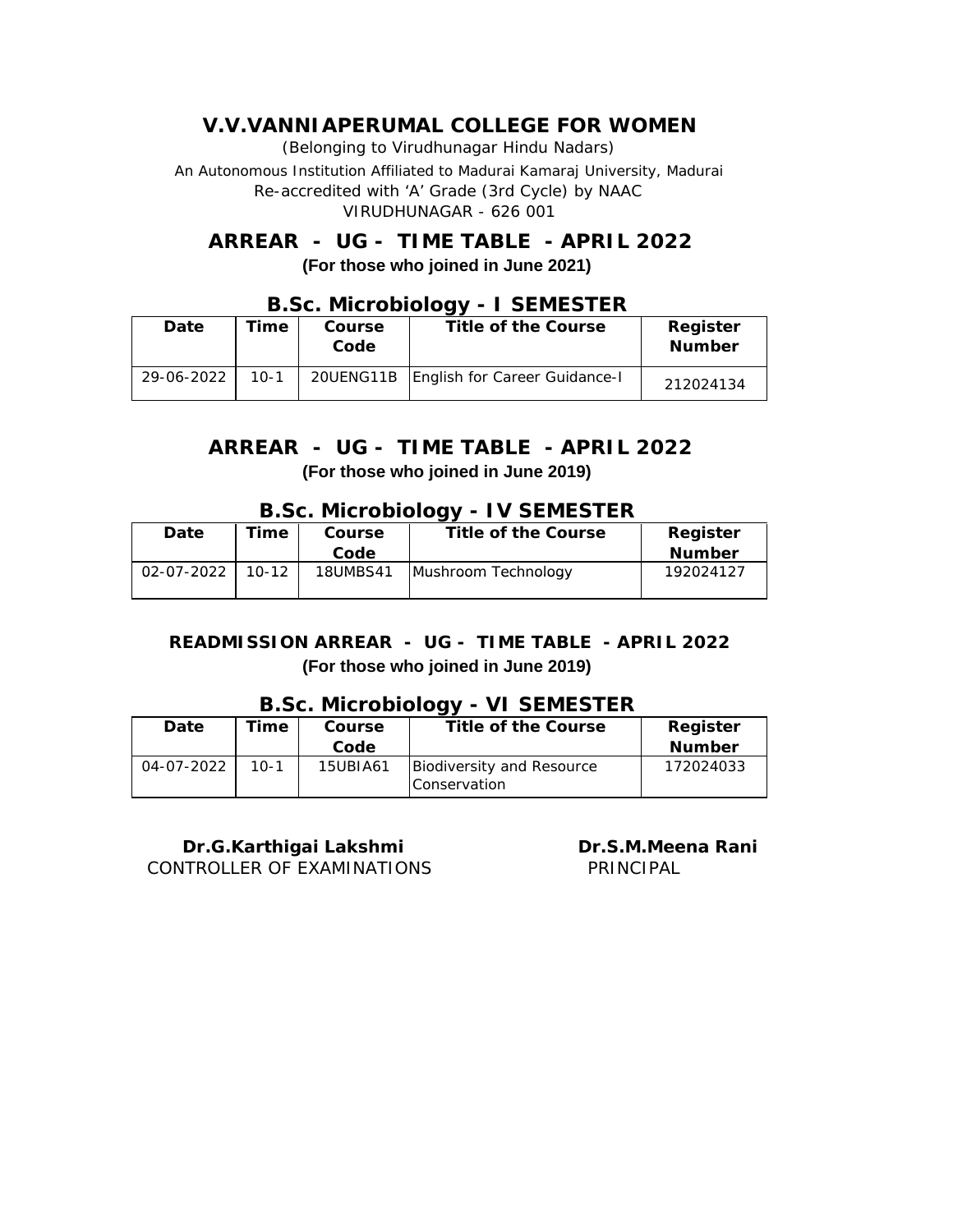# V.V.VANNIAPERUMAL COLLEGE FOR WOMEN

(Belonging to Virudhunagar Hindu Nadars)

An Autonomous Institution Affiliated to Madurai Kamaraj University, Madurai

Re-accredited with 'A' Grade (3rd Cycle) by NAAC

VIRUDHUNAGAR - 626 001

## ARREAR - UG - TIME TABLE - APRIL 2022

**(For those who joined in June 2021)**

### B.Sc. Microbiology - I SEMESTER

| Date | Time | Course Code | Title of the Course | Register Number |
|---|---|---|---|---|
| 29-06-2022 | 10-1 | 20UENG11B | English for Career Guidance-I | 212024134 |

## ARREAR - UG - TIME TABLE - APRIL 2022

**(For those who joined in June 2019)**

### B.Sc. Microbiology - IV SEMESTER

| Date | Time | Course Code | Title of the Course | Register Number |
|---|---|---|---|---|
| 02-07-2022 | 10-12 | 18UMBS41 | Mushroom Technology | 192024127 |

## READMISSION ARREAR - UG - TIME TABLE - APRIL 2022

**(For those who joined in June 2019)**

### B.Sc. Microbiology - VI SEMESTER

| Date | Time | Course Code | Title of the Course | Register Number |
|---|---|---|---|---|
| 04-07-2022 | 10-1 | 15UBIA61 | Biodiversity and Resource Conservation | 172024033 |

**Dr.G.Karthigai Lakshmi**
CONTROLLER OF EXAMINATIONS

**Dr.S.M.Meena Rani**
PRINCIPAL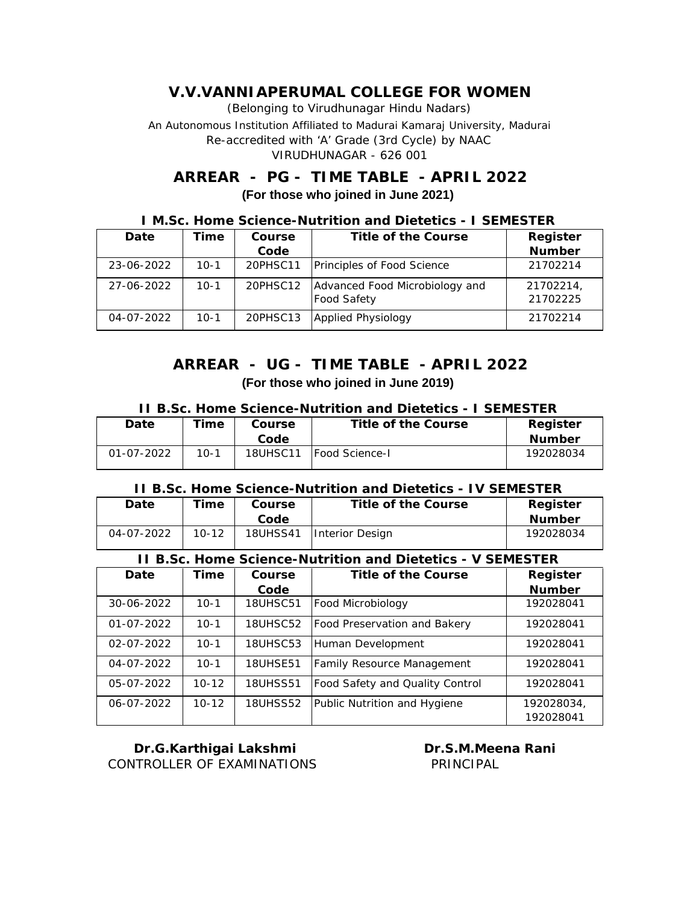# V.V.VANNIAPERUMAL COLLEGE FOR WOMEN

(Belonging to Virudhunagar Hindu Nadars)

An Autonomous Institution Affiliated to Madurai Kamaraj University, Madurai

Re-accredited with 'A' Grade (3rd Cycle) by NAAC

VIRUDHUNAGAR - 626 001

## ARREAR - PG - TIME TABLE - APRIL 2022

**(For those who joined in June 2021)**

### I M.Sc. Home Science-Nutrition and Dietetics - I SEMESTER

| Date | Time | Course Code | Title of the Course | Register Number |
|---|---|---|---|---|
| 23-06-2022 | 10-1 | 20PHSC11 | Principles of Food Science | 21702214 |
| 27-06-2022 | 10-1 | 20PHSC12 | Advanced Food Microbiology and Food Safety | 21702214, 21702225 |
| 04-07-2022 | 10-1 | 20PHSC13 | Applied Physiology | 21702214 |

## ARREAR - UG - TIME TABLE - APRIL 2022

**(For those who joined in June 2019)**

### II B.Sc. Home Science-Nutrition and Dietetics - I SEMESTER

| Date | Time | Course Code | Title of the Course | Register Number |
|---|---|---|---|---|
| 01-07-2022 | 10-1 | 18UHSC11 | Food Science-I | 192028034 |

### II B.Sc. Home Science-Nutrition and Dietetics - IV SEMESTER

| Date | Time | Course Code | Title of the Course | Register Number |
|---|---|---|---|---|
| 04-07-2022 | 10-12 | 18UHSS41 | Interior Design | 192028034 |

### II B.Sc. Home Science-Nutrition and Dietetics - V SEMESTER

| Date | Time | Course Code | Title of the Course | Register Number |
|---|---|---|---|---|
| 30-06-2022 | 10-1 | 18UHSC51 | Food Microbiology | 192028041 |
| 01-07-2022 | 10-1 | 18UHSC52 | Food Preservation and Bakery | 192028041 |
| 02-07-2022 | 10-1 | 18UHSC53 | Human Development | 192028041 |
| 04-07-2022 | 10-1 | 18UHSE51 | Family Resource Management | 192028041 |
| 05-07-2022 | 10-12 | 18UHSS51 | Food Safety and Quality Control | 192028041 |
| 06-07-2022 | 10-12 | 18UHSS52 | Public Nutrition and Hygiene | 192028034, 192028041 |

**Dr.G.Karthigai Lakshmi**
CONTROLLER OF EXAMINATIONS

**Dr.S.M.Meena Rani**
PRINCIPAL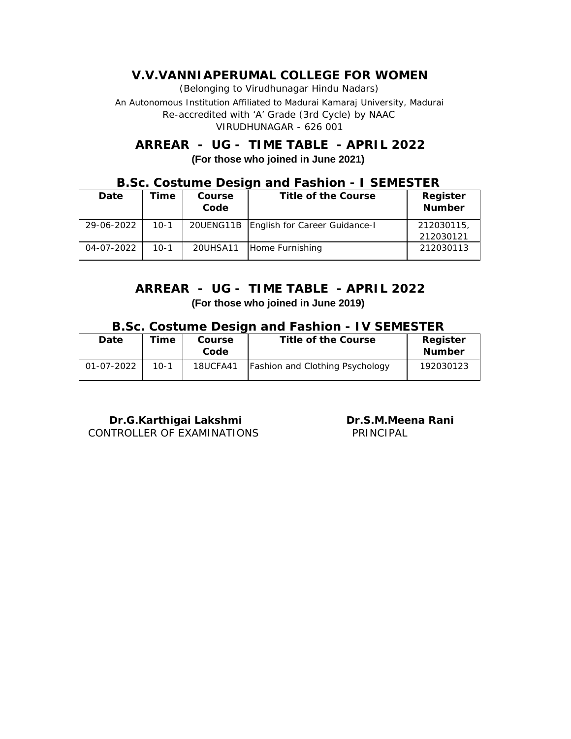# V.V.VANNIAPERUMAL COLLEGE FOR WOMEN

(Belonging to Virudhunagar Hindu Nadars)

An Autonomous Institution Affiliated to Madurai Kamaraj University, Madurai

Re-accredited with 'A' Grade (3rd Cycle) by NAAC

VIRUDHUNAGAR - 626 001

## ARREAR - UG - TIME TABLE - APRIL 2022

**(For those who joined in June 2021)**

### B.Sc. Costume Design and Fashion - I SEMESTER

| Date | Time | Course Code | Title of the Course | Register Number |
|---|---|---|---|---|
| 29-06-2022 | 10-1 | 20UENG11B | English for Career Guidance-I | 212030115, 212030121 |
| 04-07-2022 | 10-1 | 20UHSA11 | Home Furnishing | 212030113 |

## ARREAR - UG - TIME TABLE - APRIL 2022

**(For those who joined in June 2019)**

### B.Sc. Costume Design and Fashion - IV SEMESTER

| Date | Time | Course Code | Title of the Course | Register Number |
|---|---|---|---|---|
| 01-07-2022 | 10-1 | 18UCFA41 | Fashion and Clothing Psychology | 192030123 |

**Dr.G.Karthigai Lakshmi**
CONTROLLER OF EXAMINATIONS

**Dr.S.M.Meena Rani**
PRINCIPAL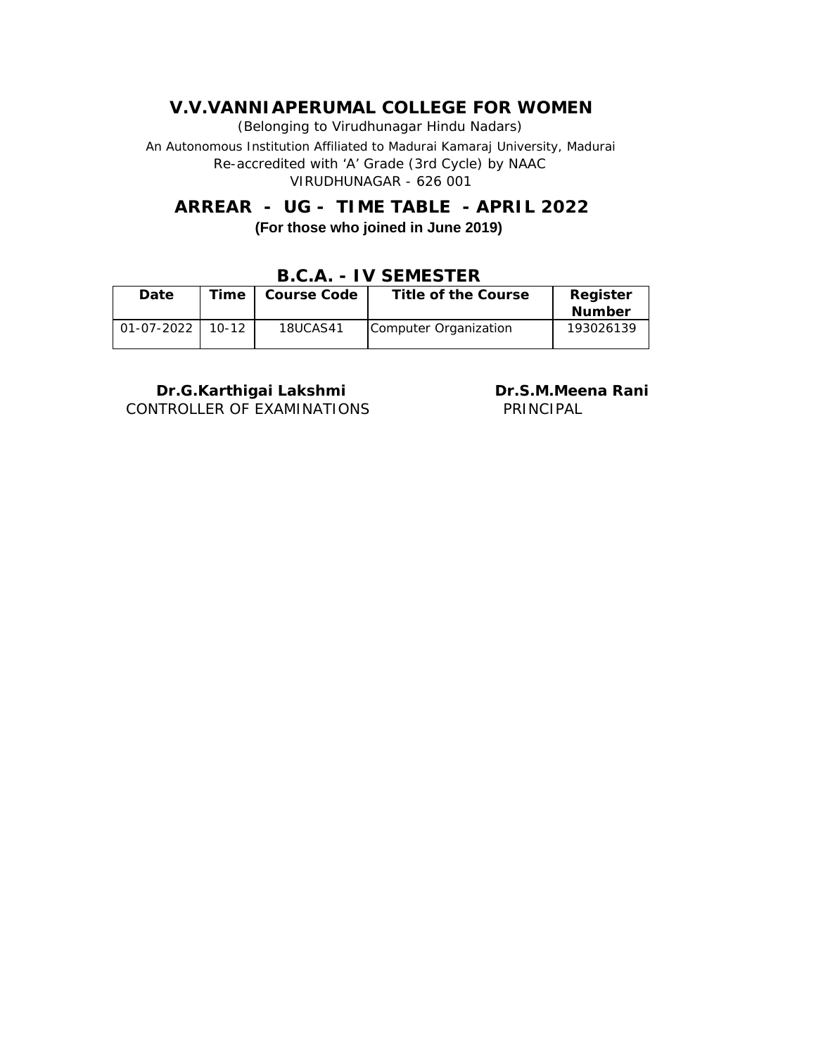# V.V.VANNIAPERUMAL COLLEGE FOR WOMEN

(Belonging to Virudhunagar Hindu Nadars)

An Autonomous Institution Affiliated to Madurai Kamaraj University, Madurai

Re-accredited with 'A' Grade (3rd Cycle) by NAAC

VIRUDHUNAGAR - 626 001

## ARREAR - UG - TIME TABLE - APRIL 2022

**(For those who joined in June 2019)**

### B.C.A. - IV SEMESTER

| Date | Time | Course Code | Title of the Course | Register Number |
|---|---|---|---|---|
| 01-07-2022 | 10-12 | 18UCAS41 | Computer Organization | 193026139 |

**Dr.G.Karthigai Lakshmi**
CONTROLLER OF EXAMINATIONS

**Dr.S.M.Meena Rani**
PRINCIPAL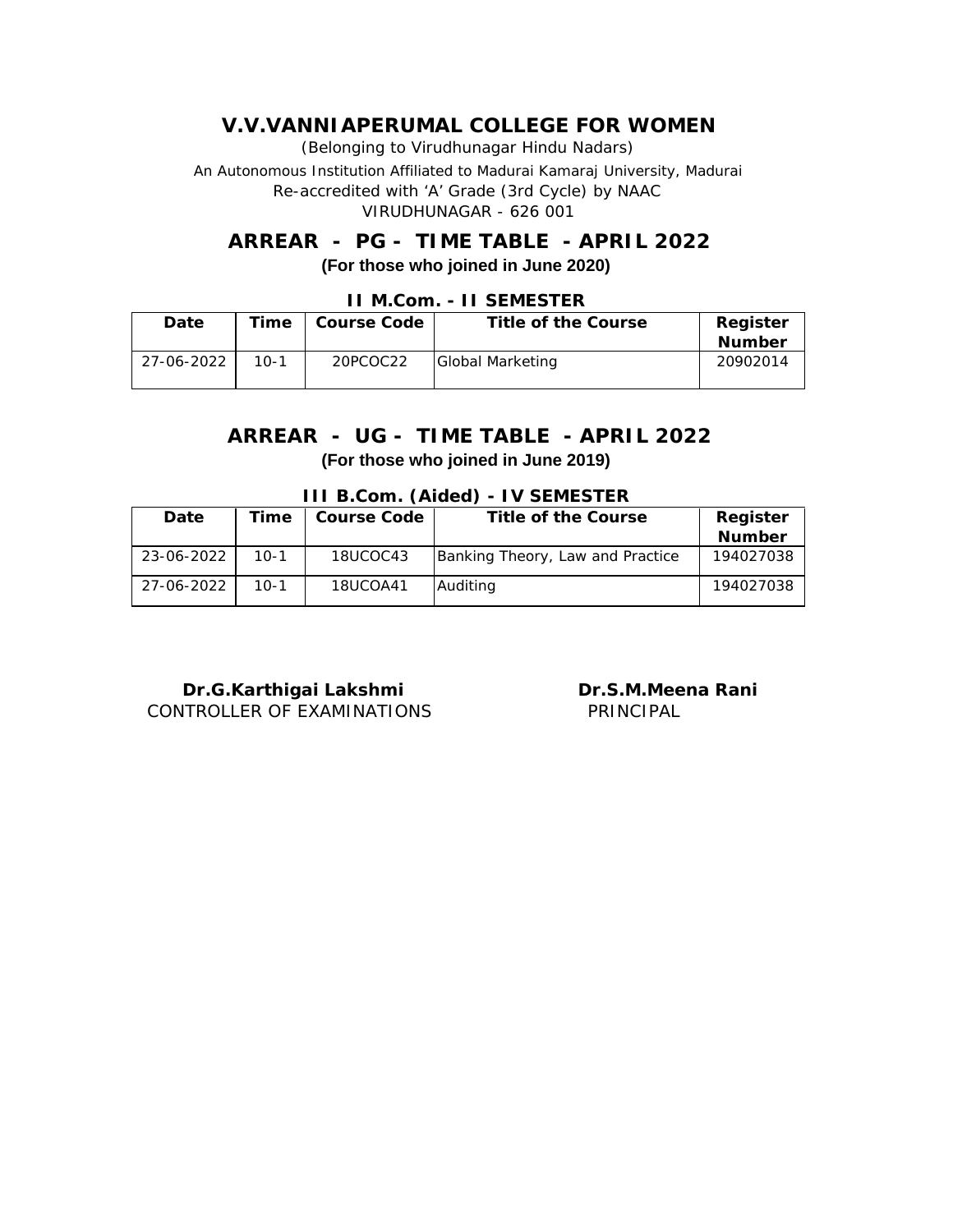# V.V.VANNIAPERUMAL COLLEGE FOR WOMEN

(Belonging to Virudhunagar Hindu Nadars)

An Autonomous Institution Affiliated to Madurai Kamaraj University, Madurai

Re-accredited with 'A' Grade (3rd Cycle) by NAAC

VIRUDHUNAGAR - 626 001

## ARREAR - PG - TIME TABLE - APRIL 2022

**(For those who joined in June 2020)**

### II M.Com. - II SEMESTER

| Date | Time | Course Code | Title of the Course | Register Number |
|---|---|---|---|---|
| 27-06-2022 | 10-1 | 20PCOC22 | Global Marketing | 20902014 |

## ARREAR - UG - TIME TABLE - APRIL 2022

**(For those who joined in June 2019)**

### III B.Com. (Aided) - IV SEMESTER

| Date | Time | Course Code | Title of the Course | Register Number |
|---|---|---|---|---|
| 23-06-2022 | 10-1 | 18UCOC43 | Banking Theory, Law and Practice | 194027038 |
| 27-06-2022 | 10-1 | 18UCOA41 | Auditing | 194027038 |

**Dr.G.Karthigai Lakshmi**
CONTROLLER OF EXAMINATIONS

**Dr.S.M.Meena Rani**
PRINCIPAL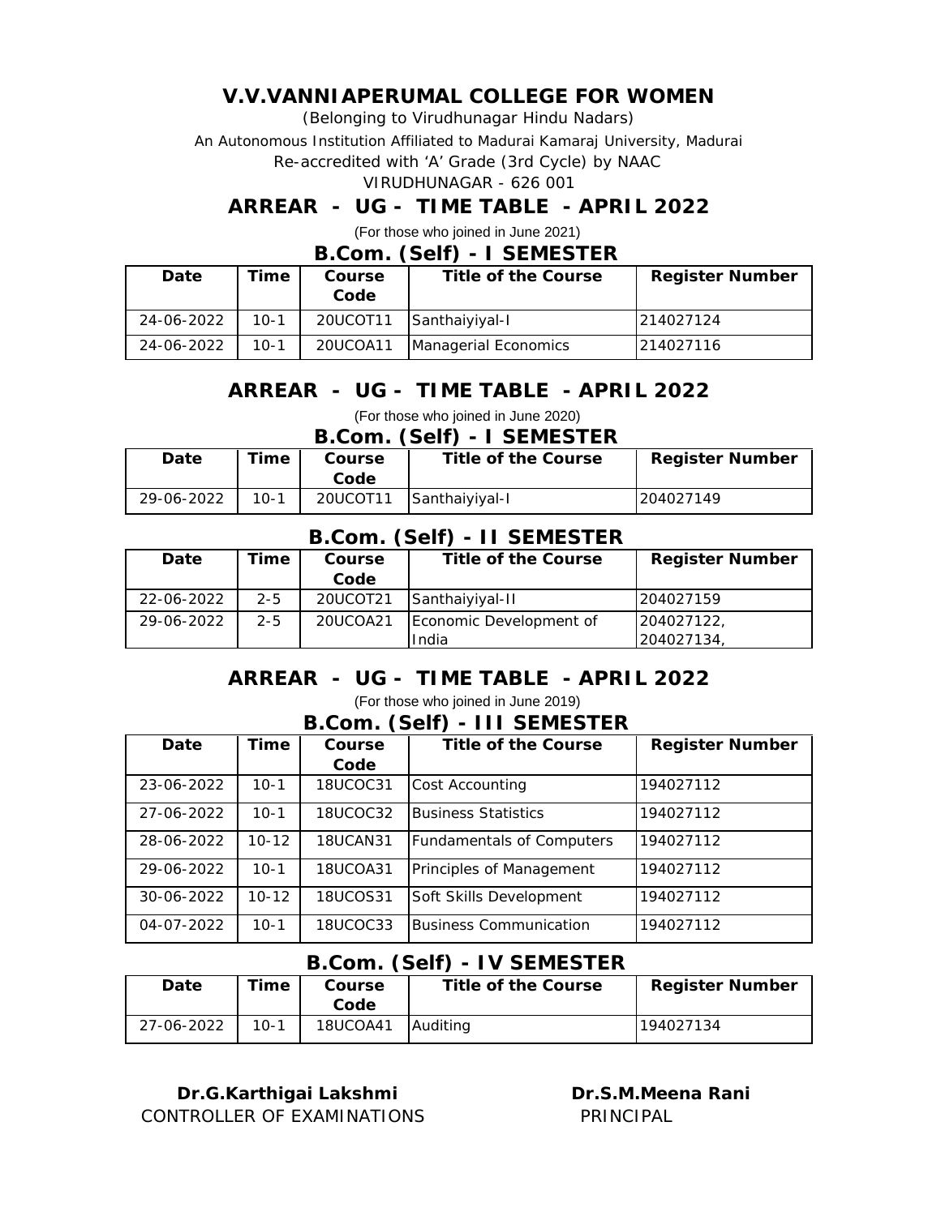# V.V.VANNIAPERUMAL COLLEGE FOR WOMEN

(Belonging to Virudhunagar Hindu Nadars)

An Autonomous Institution Affiliated to Madurai Kamaraj University, Madurai

Re-accredited with 'A' Grade (3rd Cycle) by NAAC

VIRUDHUNAGAR - 626 001

## ARREAR - UG - TIME TABLE - APRIL 2022

(For those who joined in June 2021)

### B.Com. (Self) - I SEMESTER

| Date | Time | Course Code | Title of the Course | Register Number |
|---|---|---|---|---|
| 24-06-2022 | 10-1 | 20UCOT11 | Santhaiyiyal-I | 214027124 |
| 24-06-2022 | 10-1 | 20UCOA11 | Managerial Economics | 214027116 |

## ARREAR - UG - TIME TABLE - APRIL 2022

(For those who joined in June 2020)

### B.Com. (Self) - I SEMESTER

| Date | Time | Course Code | Title of the Course | Register Number |
|---|---|---|---|---|
| 29-06-2022 | 10-1 | 20UCOT11 | Santhaiyiyal-I | 204027149 |

### B.Com. (Self) - II SEMESTER

| Date | Time | Course Code | Title of the Course | Register Number |
|---|---|---|---|---|
| 22-06-2022 | 2-5 | 20UCOT21 | Santhaiyiyal-II | 204027159 |
| 29-06-2022 | 2-5 | 20UCOA21 | Economic Development of India | 204027122, 204027134, |

## ARREAR - UG - TIME TABLE - APRIL 2022

(For those who joined in June 2019)

### B.Com. (Self) - III SEMESTER

| Date | Time | Course Code | Title of the Course | Register Number |
|---|---|---|---|---|
| 23-06-2022 | 10-1 | 18UCOC31 | Cost Accounting | 194027112 |
| 27-06-2022 | 10-1 | 18UCOC32 | Business Statistics | 194027112 |
| 28-06-2022 | 10-12 | 18UCAN31 | Fundamentals of Computers | 194027112 |
| 29-06-2022 | 10-1 | 18UCOA31 | Principles of Management | 194027112 |
| 30-06-2022 | 10-12 | 18UCOS31 | Soft Skills Development | 194027112 |
| 04-07-2022 | 10-1 | 18UCOC33 | Business Communication | 194027112 |

### B.Com. (Self) - IV SEMESTER

| Date | Time | Course Code | Title of the Course | Register Number |
|---|---|---|---|---|
| 27-06-2022 | 10-1 | 18UCOA41 | Auditing | 194027134 |

**Dr.G.Karthigai Lakshmi**
CONTROLLER OF EXAMINATIONS

**Dr.S.M.Meena Rani**
PRINCIPAL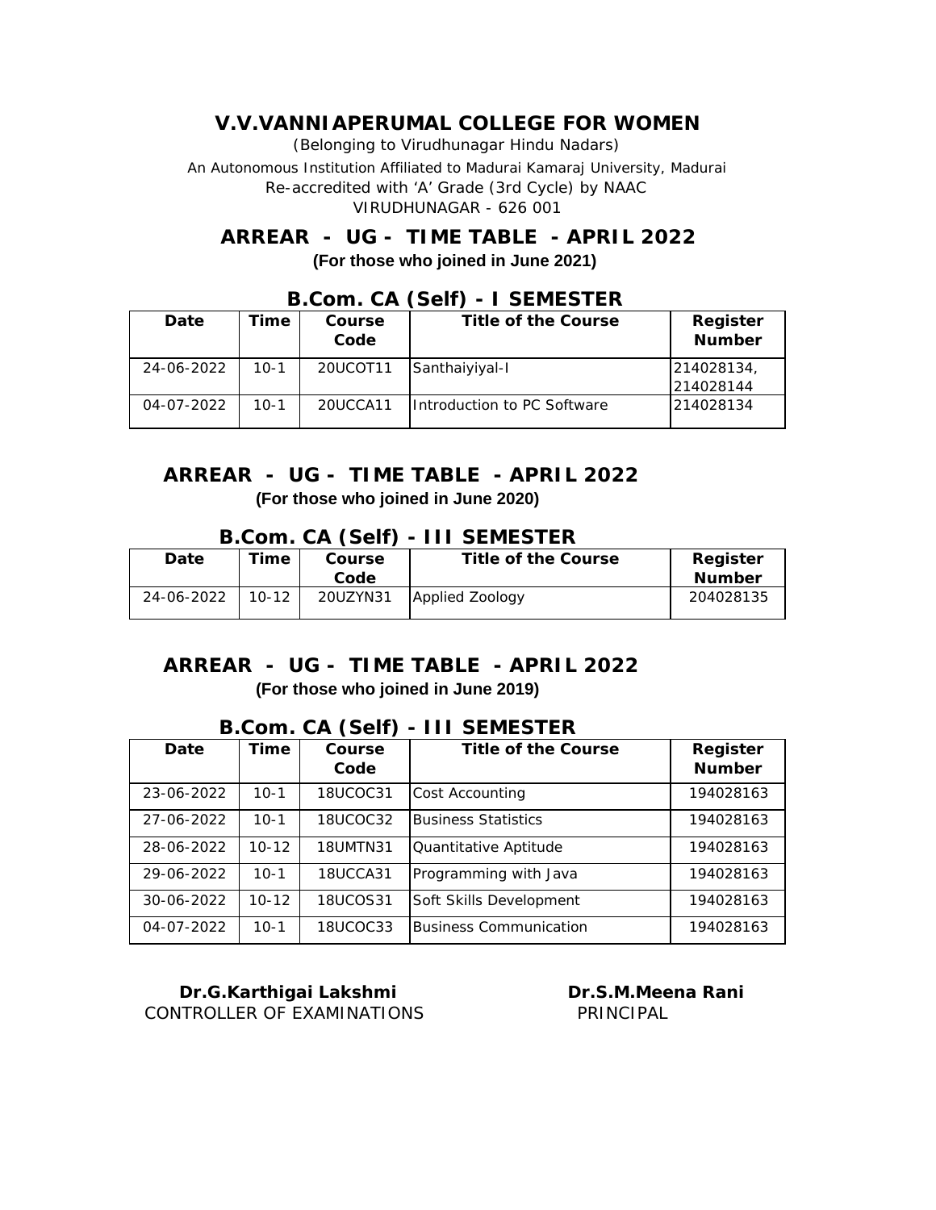# V.V.VANNIAPERUMAL COLLEGE FOR WOMEN

(Belonging to Virudhunagar Hindu Nadars)

An Autonomous Institution Affiliated to Madurai Kamaraj University, Madurai

Re-accredited with 'A' Grade (3rd Cycle) by NAAC

VIRUDHUNAGAR - 626 001

## ARREAR - UG - TIME TABLE - APRIL 2022

**(For those who joined in June 2021)**

### B.Com. CA (Self) - I SEMESTER

| Date | Time | Course Code | Title of the Course | Register Number |
|---|---|---|---|---|
| 24-06-2022 | 10-1 | 20UCOT11 | Santhaiyiyal-I | 214028134, 214028144 |
| 04-07-2022 | 10-1 | 20UCCA11 | Introduction to PC Software | 214028134 |

## ARREAR - UG - TIME TABLE - APRIL 2022

**(For those who joined in June 2020)**

### B.Com. CA (Self) - III SEMESTER

| Date | Time | Course Code | Title of the Course | Register Number |
|---|---|---|---|---|
| 24-06-2022 | 10-12 | 20UZYN31 | Applied Zoology | 204028135 |

## ARREAR - UG - TIME TABLE - APRIL 2022

**(For those who joined in June 2019)**

### B.Com. CA (Self) - III SEMESTER

| Date | Time | Course Code | Title of the Course | Register Number |
|---|---|---|---|---|
| 23-06-2022 | 10-1 | 18UCOC31 | Cost Accounting | 194028163 |
| 27-06-2022 | 10-1 | 18UCOC32 | Business Statistics | 194028163 |
| 28-06-2022 | 10-12 | 18UMTN31 | Quantitative Aptitude | 194028163 |
| 29-06-2022 | 10-1 | 18UCCA31 | Programming with Java | 194028163 |
| 30-06-2022 | 10-12 | 18UCOS31 | Soft Skills Development | 194028163 |
| 04-07-2022 | 10-1 | 18UCOC33 | Business Communication | 194028163 |

**Dr.G.Karthigai Lakshmi**
CONTROLLER OF EXAMINATIONS

**Dr.S.M.Meena Rani**
PRINCIPAL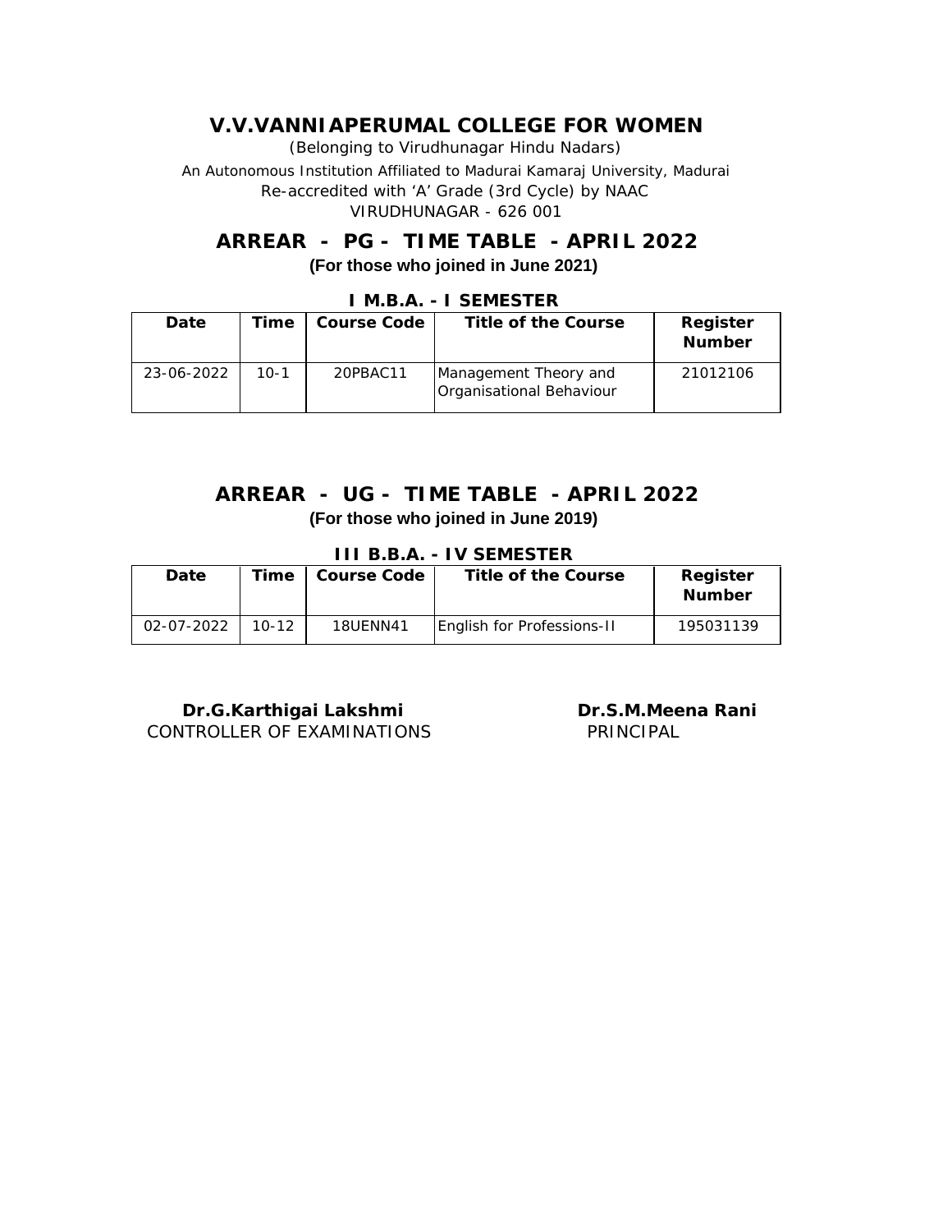# V.V.VANNIAPERUMAL COLLEGE FOR WOMEN

(Belonging to Virudhunagar Hindu Nadars)

An Autonomous Institution Affiliated to Madurai Kamaraj University, Madurai

Re-accredited with 'A' Grade (3rd Cycle) by NAAC

VIRUDHUNAGAR - 626 001

## ARREAR - PG - TIME TABLE - APRIL 2022

**(For those who joined in June 2021)**

### I M.B.A. - I SEMESTER

| Date | Time | Course Code | Title of the Course | Register Number |
|---|---|---|---|---|
| 23-06-2022 | 10-1 | 20PBAC11 | Management Theory and Organisational Behaviour | 21012106 |

## ARREAR - UG - TIME TABLE - APRIL 2022

**(For those who joined in June 2019)**

### III B.B.A. - IV SEMESTER

| Date | Time | Course Code | Title of the Course | Register Number |
|---|---|---|---|---|
| 02-07-2022 | 10-12 | 18UENN41 | English for Professions-II | 195031139 |

**Dr.G.Karthigai Lakshmi**
CONTROLLER OF EXAMINATIONS

**Dr.S.M.Meena Rani**
PRINCIPAL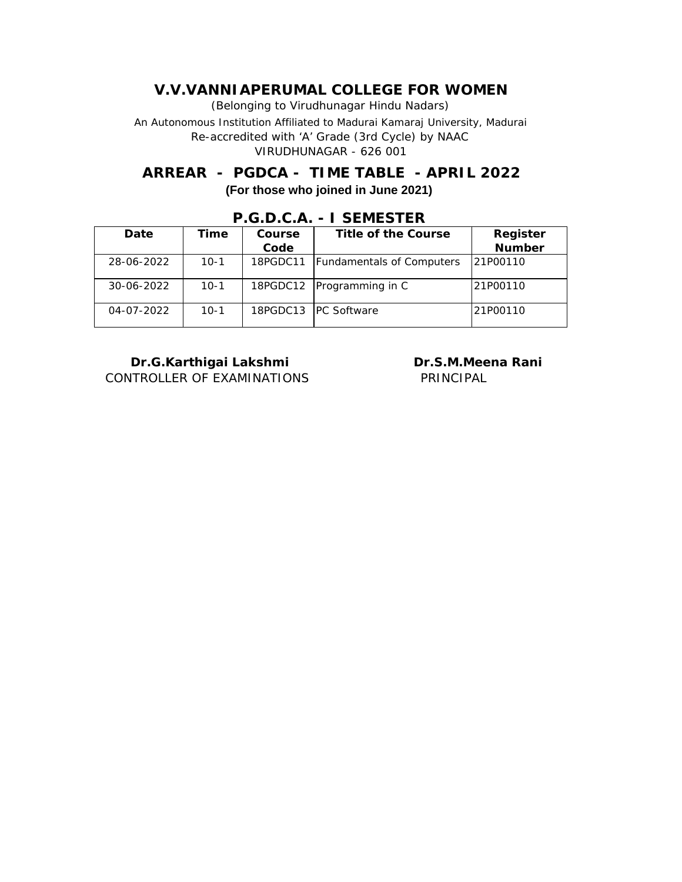# V.V.VANNIAPERUMAL COLLEGE FOR WOMEN

(Belonging to Virudhunagar Hindu Nadars)

An Autonomous Institution Affiliated to Madurai Kamaraj University, Madurai

Re-accredited with 'A' Grade (3rd Cycle) by NAAC

VIRUDHUNAGAR - 626 001

## ARREAR - PGDCA - TIME TABLE - APRIL 2022

**(For those who joined in June 2021)**

### P.G.D.C.A. - I SEMESTER

| Date | Time | Course Code | Title of the Course | Register Number |
|---|---|---|---|---|
| 28-06-2022 | 10-1 | 18PGDC11 | Fundamentals of Computers | 21P00110 |
| 30-06-2022 | 10-1 | 18PGDC12 | Programming in C | 21P00110 |
| 04-07-2022 | 10-1 | 18PGDC13 | PC Software | 21P00110 |

**Dr.G.Karthigai Lakshmi**
CONTROLLER OF EXAMINATIONS

**Dr.S.M.Meena Rani**
PRINCIPAL